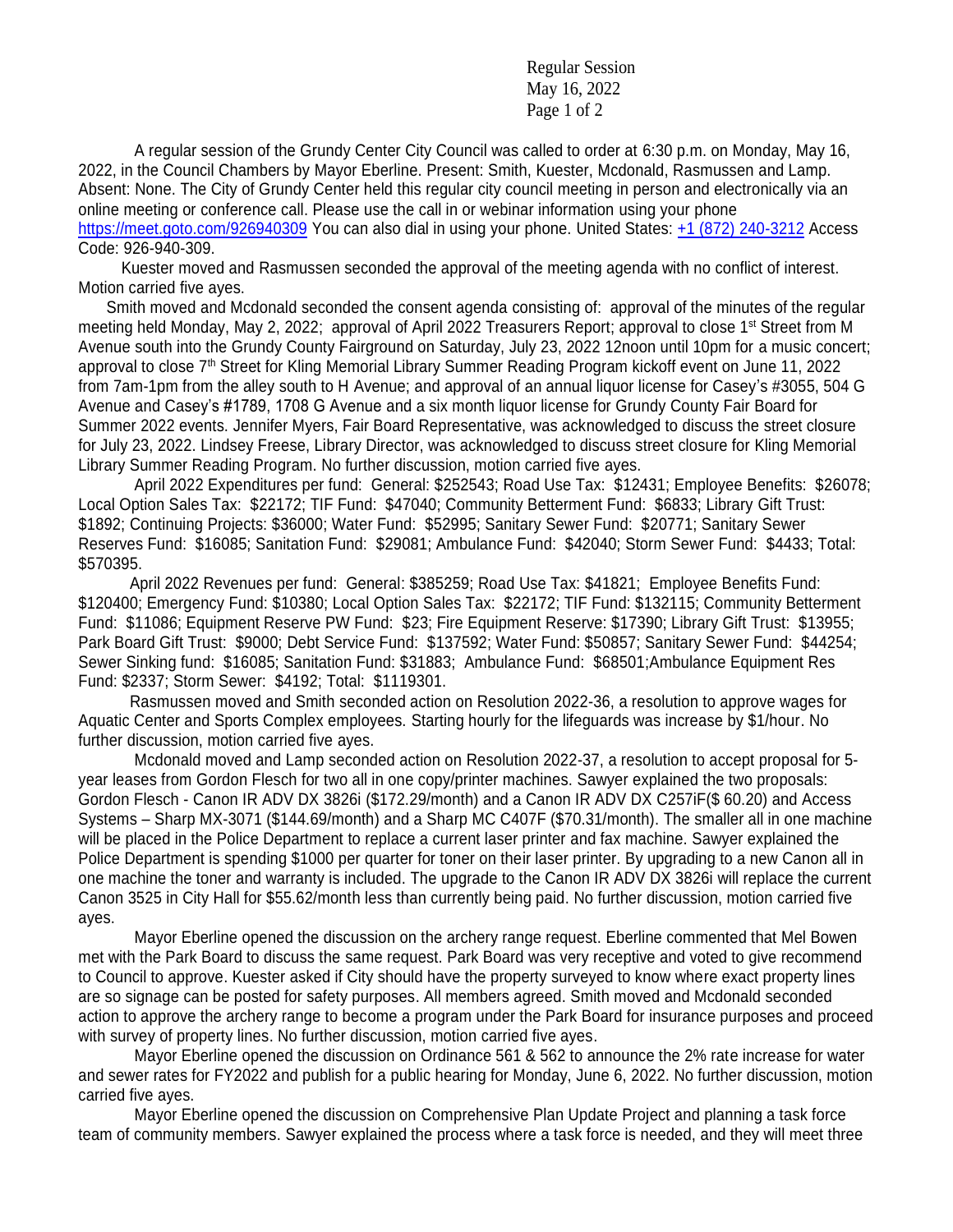A regular session of the Grundy Center City Council was called to order at 6:30 p.m. on Monday, May 16, 2022, in the Council Chambers by Mayor Eberline. Present: Smith, Kuester, Mcdonald, Rasmussen and Lamp. Absent: None. The City of Grundy Center held this regular city council meeting in person and electronically via an online meeting or conference call. Please use the call in or webinar information using your phone https://meet.goto.com/926940309 You can also dial in using your phone. United States: +1 (872) 240-3212 Access Code: 926-940-309.

Kuester moved and Rasmussen seconded the approval of the meeting agenda with no conflict of interest. Motion carried five ayes.

Smith moved and Mcdonald seconded the consent agenda consisting of: approval of the minutes of the regular meeting held Monday, May 2, 2022; approval of April 2022 Treasurers Report; approval to close 1st Street from M Avenue south into the Grundy County Fairground on Saturday, July 23, 2022 12noon until 10pm for a music concert; approval to close 7th Street for Kling Memorial Library Summer Reading Program kickoff event on June 11, 2022 from 7am-1pm from the alley south to H Avenue; and approval of an annual liquor license for Casey's #3055, 504 G Avenue and Casey's #1789, 1708 G Avenue and a six month liquor license for Grundy County Fair Board for Summer 2022 events. Jennifer Myers, Fair Board Representative, was acknowledged to discuss the street closure for July 23, 2022. Lindsey Freese, Library Director, was acknowledged to discuss street closure for Kling Memorial Library Summer Reading Program. No further discussion, motion carried five ayes.

April 2022 Expenditures per fund: General: $252543; Road Use Tax: $12431; Employee Benefits: $26078; Local Option Sales Tax: $22172; TIF Fund: $47040; Community Betterment Fund: $6833; Library Gift Trust: $1892; Continuing Projects: $36000; Water Fund: $52995; Sanitary Sewer Fund: $20771; Sanitary Sewer Reserves Fund: $16085; Sanitation Fund: $29081; Ambulance Fund: $42040; Storm Sewer Fund: $4433; Total: $570395.

April 2022 Revenues per fund: General: $385259; Road Use Tax: $41821; Employee Benefits Fund: $120400; Emergency Fund: $10380; Local Option Sales Tax: $22172; TIF Fund: $132115; Community Betterment Fund: $11086; Equipment Reserve PW Fund: $23; Fire Equipment Reserve: $17390; Library Gift Trust: $13955; Park Board Gift Trust: $9000; Debt Service Fund: $137592; Water Fund: $50857; Sanitary Sewer Fund: $44254; Sewer Sinking fund: $16085; Sanitation Fund: $31883; Ambulance Fund: $68501;Ambulance Equipment Res Fund: $2337; Storm Sewer: $4192; Total: $1119301.

Rasmussen moved and Smith seconded action on Resolution 2022-36, a resolution to approve wages for Aquatic Center and Sports Complex employees. Starting hourly for the lifeguards was increase by $1/hour. No further discussion, motion carried five ayes.

Mcdonald moved and Lamp seconded action on Resolution 2022-37, a resolution to accept proposal for 5-year leases from Gordon Flesch for two all in one copy/printer machines. Sawyer explained the two proposals: Gordon Flesch - Canon IR ADV DX 3826i ($172.29/month) and a Canon IR ADV DX C257iF($ 60.20) and Access Systems – Sharp MX-3071 ($144.69/month) and a Sharp MC C407F ($70.31/month). The smaller all in one machine will be placed in the Police Department to replace a current laser printer and fax machine. Sawyer explained the Police Department is spending $1000 per quarter for toner on their laser printer. By upgrading to a new Canon all in one machine the toner and warranty is included. The upgrade to the Canon IR ADV DX 3826i will replace the current Canon 3525 in City Hall for $55.62/month less than currently being paid. No further discussion, motion carried five ayes.

Mayor Eberline opened the discussion on the archery range request. Eberline commented that Mel Bowen met with the Park Board to discuss the same request. Park Board was very receptive and voted to give recommend to Council to approve. Kuester asked if City should have the property surveyed to know where exact property lines are so signage can be posted for safety purposes. All members agreed. Smith moved and Mcdonald seconded action to approve the archery range to become a program under the Park Board for insurance purposes and proceed with survey of property lines. No further discussion, motion carried five ayes.

Mayor Eberline opened the discussion on Ordinance 561 & 562 to announce the 2% rate increase for water and sewer rates for FY2022 and publish for a public hearing for Monday, June 6, 2022. No further discussion, motion carried five ayes.

Mayor Eberline opened the discussion on Comprehensive Plan Update Project and planning a task force team of community members. Sawyer explained the process where a task force is needed, and they will meet three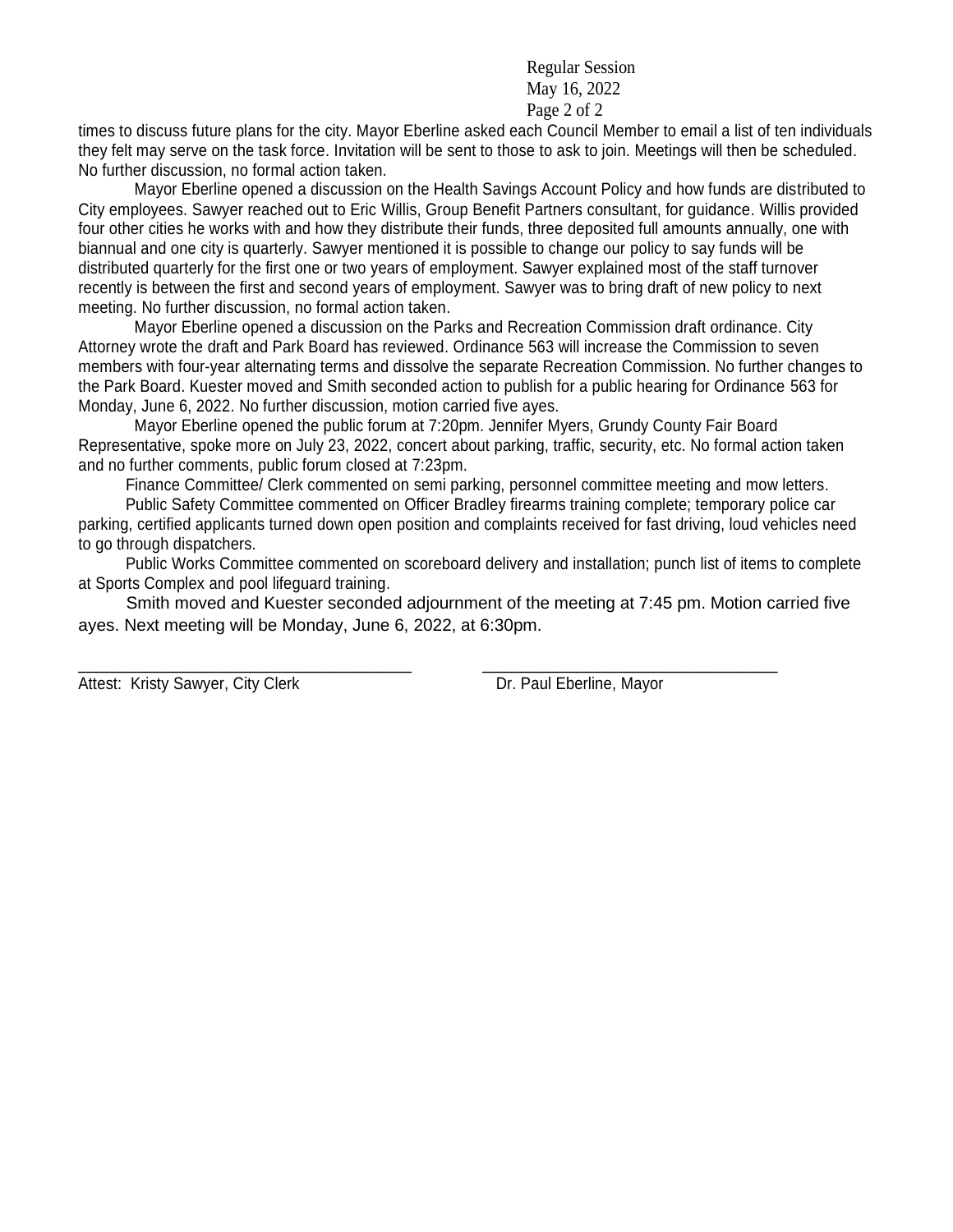times to discuss future plans for the city. Mayor Eberline asked each Council Member to email a list of ten individuals they felt may serve on the task force. Invitation will be sent to those to ask to join. Meetings will then be scheduled. No further discussion, no formal action taken.

Mayor Eberline opened a discussion on the Health Savings Account Policy and how funds are distributed to City employees. Sawyer reached out to Eric Willis, Group Benefit Partners consultant, for guidance. Willis provided four other cities he works with and how they distribute their funds, three deposited full amounts annually, one with biannual and one city is quarterly. Sawyer mentioned it is possible to change our policy to say funds will be distributed quarterly for the first one or two years of employment. Sawyer explained most of the staff turnover recently is between the first and second years of employment. Sawyer was to bring draft of new policy to next meeting. No further discussion, no formal action taken.

Mayor Eberline opened a discussion on the Parks and Recreation Commission draft ordinance. City Attorney wrote the draft and Park Board has reviewed. Ordinance 563 will increase the Commission to seven members with four-year alternating terms and dissolve the separate Recreation Commission. No further changes to the Park Board. Kuester moved and Smith seconded action to publish for a public hearing for Ordinance 563 for Monday, June 6, 2022. No further discussion, motion carried five ayes.

Mayor Eberline opened the public forum at 7:20pm. Jennifer Myers, Grundy County Fair Board Representative, spoke more on July 23, 2022, concert about parking, traffic, security, etc. No formal action taken and no further comments, public forum closed at 7:23pm.

Finance Committee/ Clerk commented on semi parking, personnel committee meeting and mow letters.

Public Safety Committee commented on Officer Bradley firearms training complete; temporary police car parking, certified applicants turned down open position and complaints received for fast driving, loud vehicles need to go through dispatchers.

Public Works Committee commented on scoreboard delivery and installation; punch list of items to complete at Sports Complex and pool lifeguard training.

Smith moved and Kuester seconded adjournment of the meeting at 7:45 pm. Motion carried five ayes. Next meeting will be Monday, June 6, 2022, at 6:30pm.

______________________________________ ______________________________________

Attest: Kristy Sawyer, City Clerk Dr. Paul Eberline, Mayor